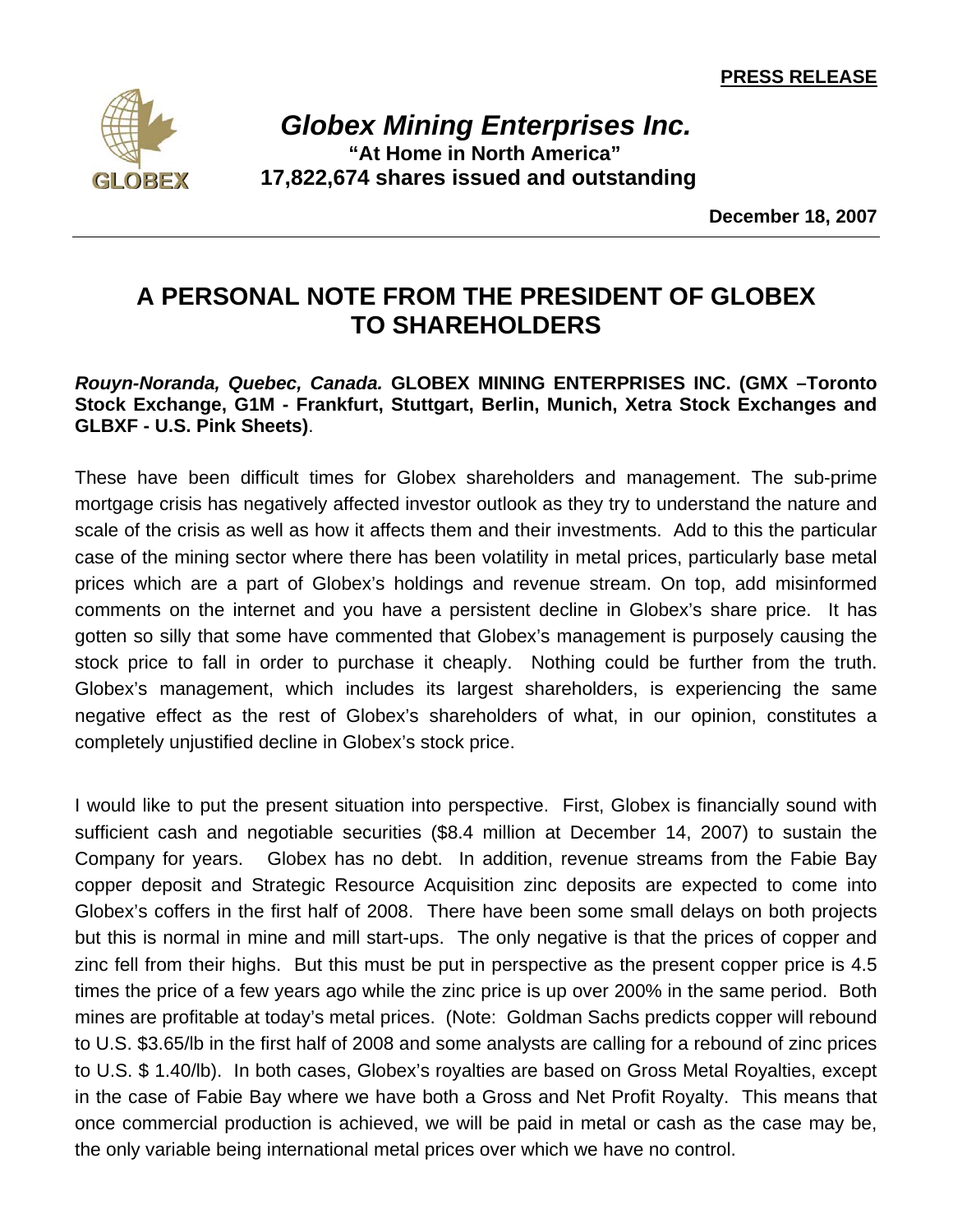**PRESS RELEASE**

# *Globex Mining Enterprises Inc.*

**"At Home in North America"**
**17,822,674 shares issued and outstanding**

**December 18, 2007**

## A PERSONAL NOTE FROM THE PRESIDENT OF GLOBEX TO SHAREHOLDERS

***Rouyn-Noranda, Quebec, Canada.*** **GLOBEX MINING ENTERPRISES INC. (GMX –Toronto Stock Exchange, G1M - Frankfurt, Stuttgart, Berlin, Munich, Xetra Stock Exchanges and GLBXF - U.S. Pink Sheets)**.

These have been difficult times for Globex shareholders and management. The sub-prime mortgage crisis has negatively affected investor outlook as they try to understand the nature and scale of the crisis as well as how it affects them and their investments. Add to this the particular case of the mining sector where there has been volatility in metal prices, particularly base metal prices which are a part of Globex's holdings and revenue stream. On top, add misinformed comments on the internet and you have a persistent decline in Globex's share price. It has gotten so silly that some have commented that Globex's management is purposely causing the stock price to fall in order to purchase it cheaply. Nothing could be further from the truth. Globex's management, which includes its largest shareholders, is experiencing the same negative effect as the rest of Globex's shareholders of what, in our opinion, constitutes a completely unjustified decline in Globex's stock price.

I would like to put the present situation into perspective. First, Globex is financially sound with sufficient cash and negotiable securities ($8.4 million at December 14, 2007) to sustain the Company for years. Globex has no debt. In addition, revenue streams from the Fabie Bay copper deposit and Strategic Resource Acquisition zinc deposits are expected to come into Globex's coffers in the first half of 2008. There have been some small delays on both projects but this is normal in mine and mill start-ups. The only negative is that the prices of copper and zinc fell from their highs. But this must be put in perspective as the present copper price is 4.5 times the price of a few years ago while the zinc price is up over 200% in the same period. Both mines are profitable at today's metal prices. (Note: Goldman Sachs predicts copper will rebound to U.S. $3.65/lb in the first half of 2008 and some analysts are calling for a rebound of zinc prices to U.S. $ 1.40/lb). In both cases, Globex's royalties are based on Gross Metal Royalties, except in the case of Fabie Bay where we have both a Gross and Net Profit Royalty. This means that once commercial production is achieved, we will be paid in metal or cash as the case may be, the only variable being international metal prices over which we have no control.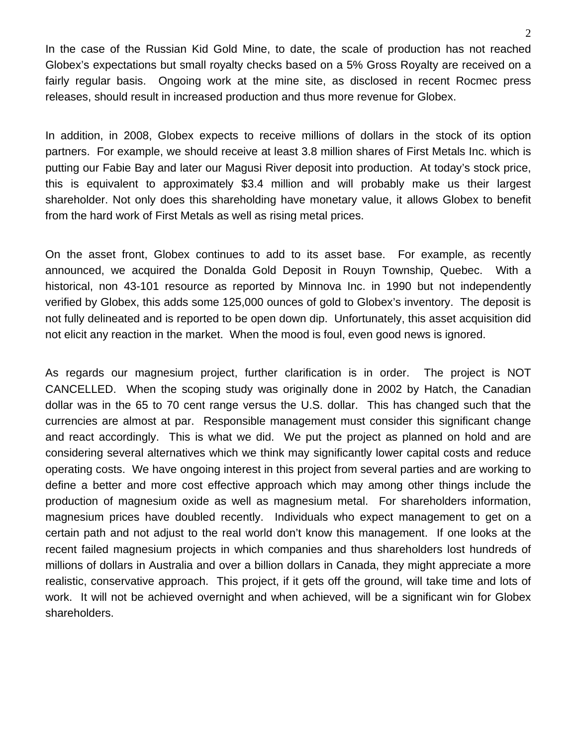In the case of the Russian Kid Gold Mine, to date, the scale of production has not reached Globex's expectations but small royalty checks based on a 5% Gross Royalty are received on a fairly regular basis. Ongoing work at the mine site, as disclosed in recent Rocmec press releases, should result in increased production and thus more revenue for Globex.

In addition, in 2008, Globex expects to receive millions of dollars in the stock of its option partners. For example, we should receive at least 3.8 million shares of First Metals Inc. which is putting our Fabie Bay and later our Magusi River deposit into production. At today's stock price, this is equivalent to approximately $3.4 million and will probably make us their largest shareholder. Not only does this shareholding have monetary value, it allows Globex to benefit from the hard work of First Metals as well as rising metal prices.

On the asset front, Globex continues to add to its asset base. For example, as recently announced, we acquired the Donalda Gold Deposit in Rouyn Township, Quebec. With a historical, non 43-101 resource as reported by Minnova Inc. in 1990 but not independently verified by Globex, this adds some 125,000 ounces of gold to Globex's inventory. The deposit is not fully delineated and is reported to be open down dip. Unfortunately, this asset acquisition did not elicit any reaction in the market. When the mood is foul, even good news is ignored.

As regards our magnesium project, further clarification is in order. The project is NOT CANCELLED. When the scoping study was originally done in 2002 by Hatch, the Canadian dollar was in the 65 to 70 cent range versus the U.S. dollar. This has changed such that the currencies are almost at par. Responsible management must consider this significant change and react accordingly. This is what we did. We put the project as planned on hold and are considering several alternatives which we think may significantly lower capital costs and reduce operating costs. We have ongoing interest in this project from several parties and are working to define a better and more cost effective approach which may among other things include the production of magnesium oxide as well as magnesium metal. For shareholders information, magnesium prices have doubled recently. Individuals who expect management to get on a certain path and not adjust to the real world don't know this management. If one looks at the recent failed magnesium projects in which companies and thus shareholders lost hundreds of millions of dollars in Australia and over a billion dollars in Canada, they might appreciate a more realistic, conservative approach. This project, if it gets off the ground, will take time and lots of work. It will not be achieved overnight and when achieved, will be a significant win for Globex shareholders.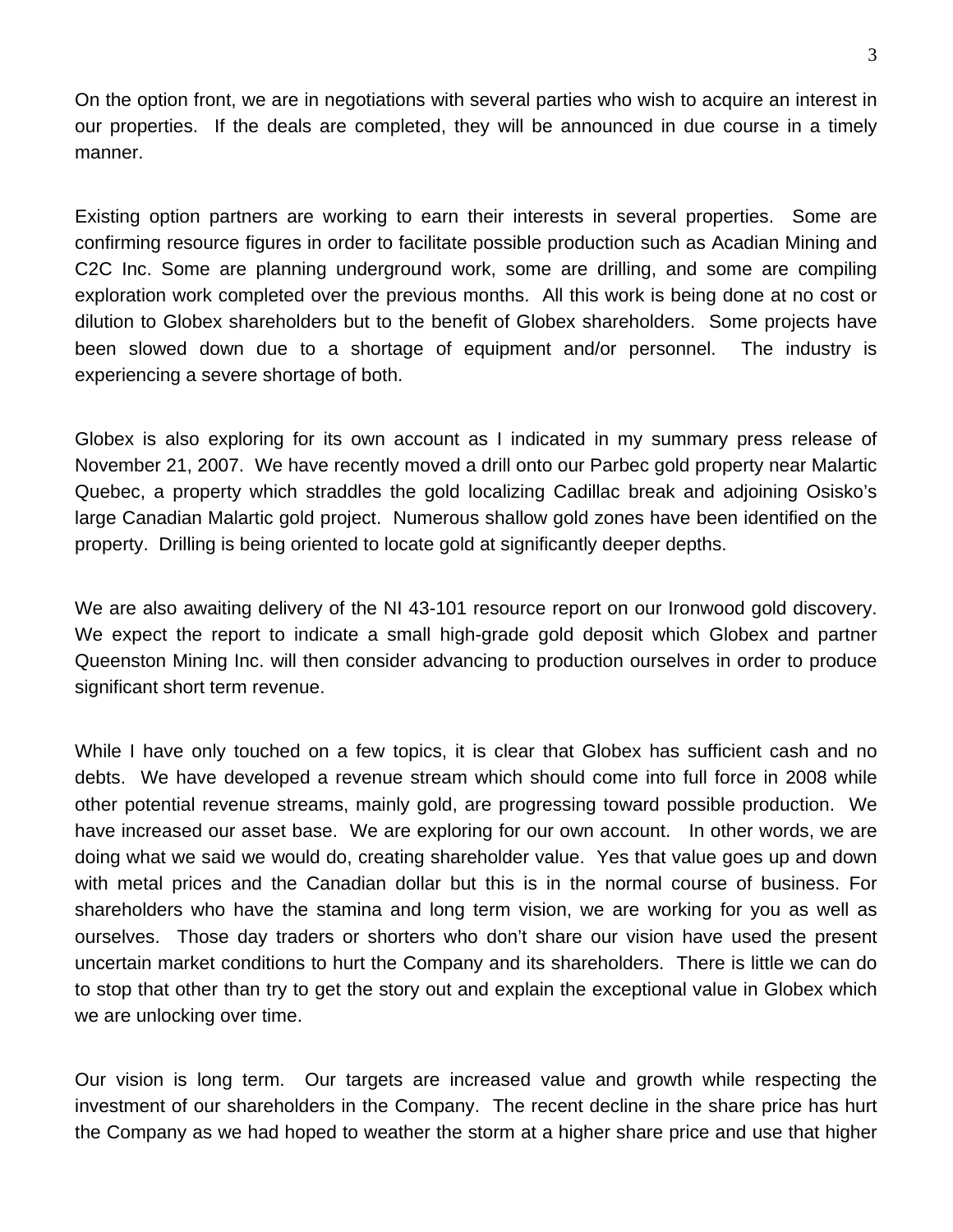On the option front, we are in negotiations with several parties who wish to acquire an interest in our properties. If the deals are completed, they will be announced in due course in a timely manner.

Existing option partners are working to earn their interests in several properties. Some are confirming resource figures in order to facilitate possible production such as Acadian Mining and C2C Inc. Some are planning underground work, some are drilling, and some are compiling exploration work completed over the previous months. All this work is being done at no cost or dilution to Globex shareholders but to the benefit of Globex shareholders. Some projects have been slowed down due to a shortage of equipment and/or personnel. The industry is experiencing a severe shortage of both.

Globex is also exploring for its own account as I indicated in my summary press release of November 21, 2007. We have recently moved a drill onto our Parbec gold property near Malartic Quebec, a property which straddles the gold localizing Cadillac break and adjoining Osisko's large Canadian Malartic gold project. Numerous shallow gold zones have been identified on the property. Drilling is being oriented to locate gold at significantly deeper depths.

We are also awaiting delivery of the NI 43-101 resource report on our Ironwood gold discovery. We expect the report to indicate a small high-grade gold deposit which Globex and partner Queenston Mining Inc. will then consider advancing to production ourselves in order to produce significant short term revenue.

While I have only touched on a few topics, it is clear that Globex has sufficient cash and no debts. We have developed a revenue stream which should come into full force in 2008 while other potential revenue streams, mainly gold, are progressing toward possible production. We have increased our asset base. We are exploring for our own account. In other words, we are doing what we said we would do, creating shareholder value. Yes that value goes up and down with metal prices and the Canadian dollar but this is in the normal course of business. For shareholders who have the stamina and long term vision, we are working for you as well as ourselves. Those day traders or shorters who don't share our vision have used the present uncertain market conditions to hurt the Company and its shareholders. There is little we can do to stop that other than try to get the story out and explain the exceptional value in Globex which we are unlocking over time.

Our vision is long term. Our targets are increased value and growth while respecting the investment of our shareholders in the Company. The recent decline in the share price has hurt the Company as we had hoped to weather the storm at a higher share price and use that higher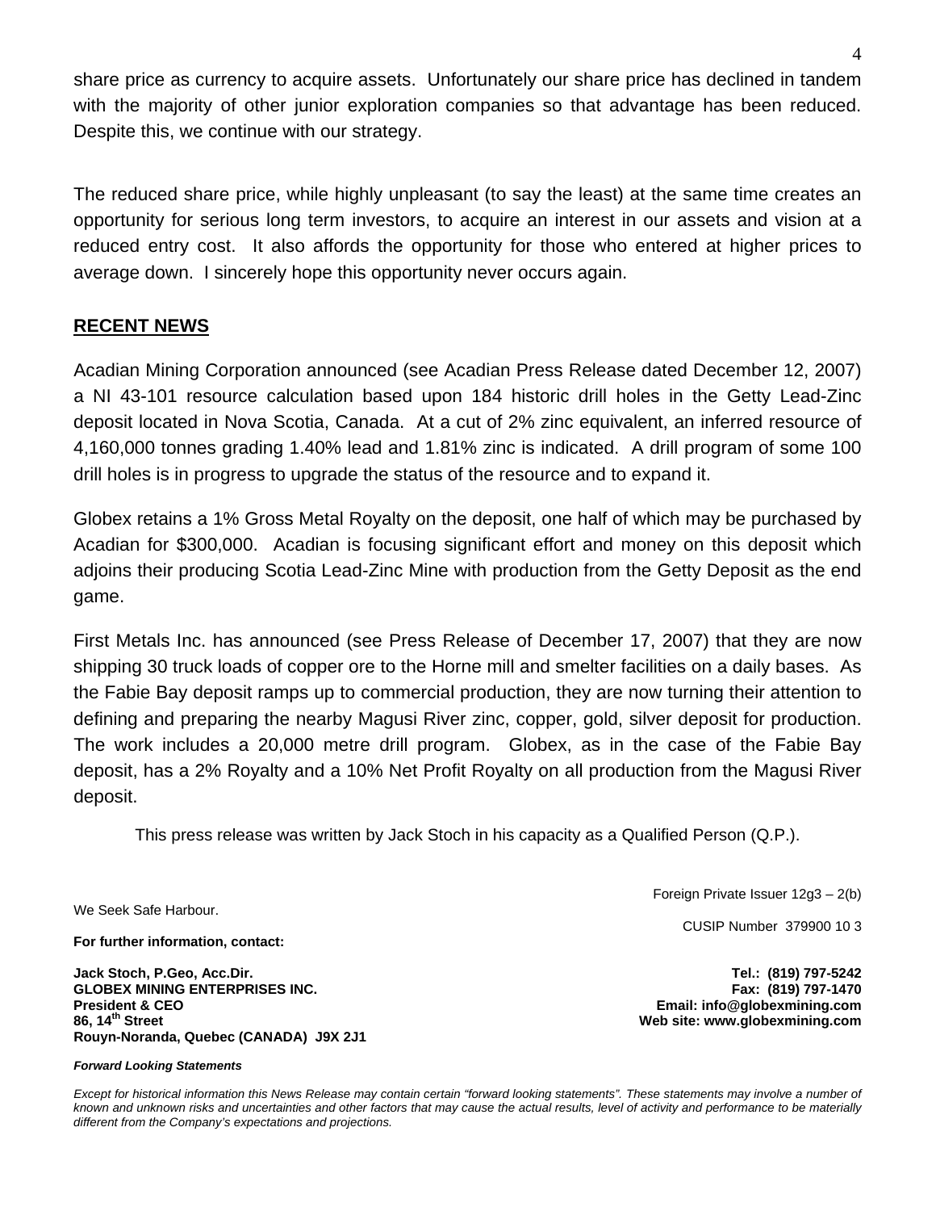share price as currency to acquire assets. Unfortunately our share price has declined in tandem with the majority of other junior exploration companies so that advantage has been reduced. Despite this, we continue with our strategy.

The reduced share price, while highly unpleasant (to say the least) at the same time creates an opportunity for serious long term investors, to acquire an interest in our assets and vision at a reduced entry cost. It also affords the opportunity for those who entered at higher prices to average down. I sincerely hope this opportunity never occurs again.

## RECENT NEWS

Acadian Mining Corporation announced (see Acadian Press Release dated December 12, 2007) a NI 43-101 resource calculation based upon 184 historic drill holes in the Getty Lead-Zinc deposit located in Nova Scotia, Canada. At a cut of 2% zinc equivalent, an inferred resource of 4,160,000 tonnes grading 1.40% lead and 1.81% zinc is indicated. A drill program of some 100 drill holes is in progress to upgrade the status of the resource and to expand it.

Globex retains a 1% Gross Metal Royalty on the deposit, one half of which may be purchased by Acadian for $300,000. Acadian is focusing significant effort and money on this deposit which adjoins their producing Scotia Lead-Zinc Mine with production from the Getty Deposit as the end game.

First Metals Inc. has announced (see Press Release of December 17, 2007) that they are now shipping 30 truck loads of copper ore to the Horne mill and smelter facilities on a daily bases. As the Fabie Bay deposit ramps up to commercial production, they are now turning their attention to defining and preparing the nearby Magusi River zinc, copper, gold, silver deposit for production. The work includes a 20,000 metre drill program. Globex, as in the case of the Fabie Bay deposit, has a 2% Royalty and a 10% Net Profit Royalty on all production from the Magusi River deposit.

This press release was written by Jack Stoch in his capacity as a Qualified Person (Q.P.).

We Seek Safe Harbour.

Foreign Private Issuer 12g3 – 2(b)

CUSIP Number 379900 10 3

**For further information, contact:**

**Jack Stoch, P.Geo, Acc.Dir.**
**GLOBEX MINING ENTERPRISES INC.**
**President & CEO**
**86, 14th Street**
**Rouyn-Noranda, Quebec (CANADA) J9X 2J1**

**Tel.: (819) 797-5242**
**Fax: (819) 797-1470**
**Email: info@globexmining.com**
**Web site: www.globexmining.com**

***Forward Looking Statements***

*Except for historical information this News Release may contain certain "forward looking statements". These statements may involve a number of known and unknown risks and uncertainties and other factors that may cause the actual results, level of activity and performance to be materially different from the Company's expectations and projections.*